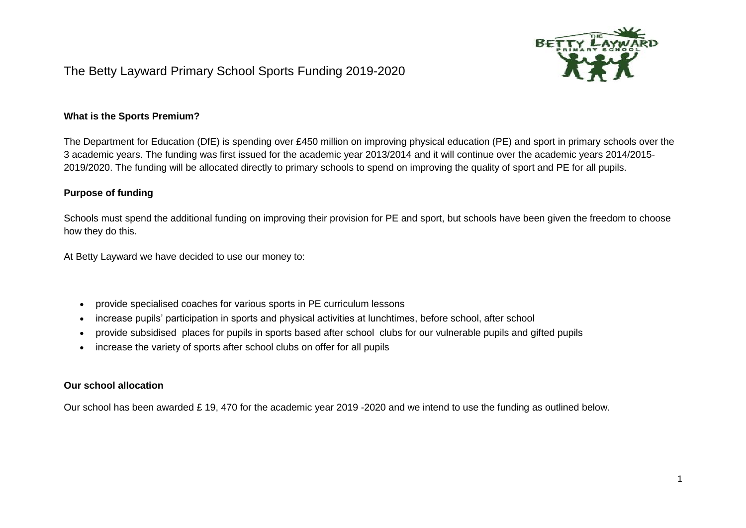# The Betty Layward Primary School Sports Funding 2019-2020

**What is the Sports Premium?**

The Department for Education (DfE) is spending over £450 million on improving physical education (PE) and sport in primary schools over the 3 academic years. The funding was first issued for the academic year 2013/2014 and it will continue over the academic years 2014/2015-2019/2020. The funding will be allocated directly to primary schools to spend on improving the quality of sport and PE for all pupils.

**Purpose of funding**

Schools must spend the additional funding on improving their provision for PE and sport, but schools have been given the freedom to choose how they do this.

At Betty Layward we have decided to use our money to:

- provide specialised coaches for various sports in PE curriculum lessons
- increase pupils' participation in sports and physical activities at lunchtimes, before school, after school
- provide subsidised places for pupils in sports based after school clubs for our vulnerable pupils and gifted pupils
- increase the variety of sports after school clubs on offer for all pupils

**Our school allocation**

Our school has been awarded £ 19, 470 for the academic year 2019 -2020 and we intend to use the funding as outlined below.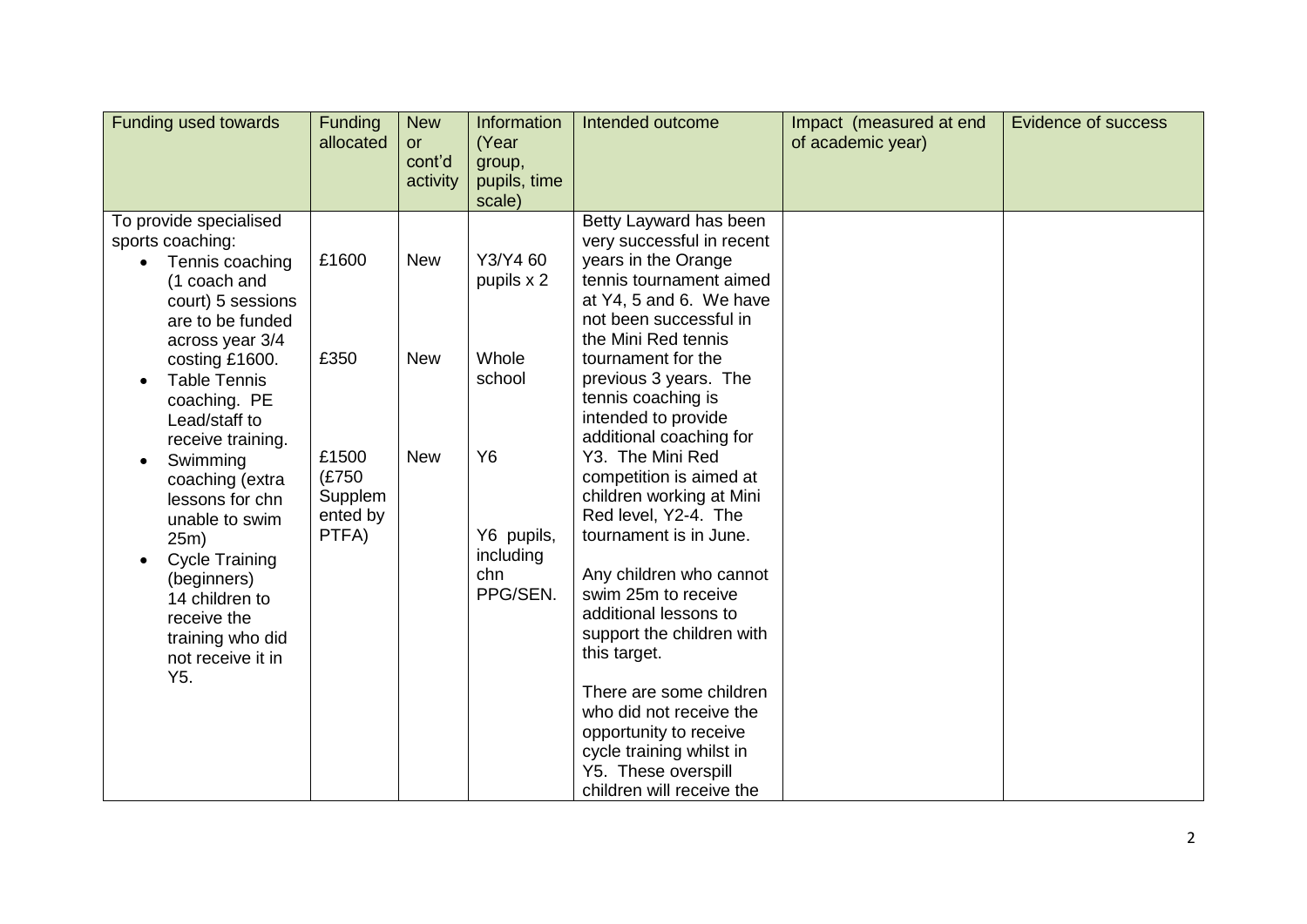| Funding used towards | Funding allocated | New or cont'd activity | Information (Year group, pupils, time scale) | Intended outcome | Impact (measured at end of academic year) | Evidence of success |
|---|---|---|---|---|---|---|
| To provide specialised sports coaching:<br>• Tennis coaching (1 coach and court) 5 sessions are to be funded across year 3/4 costing £1600.<br>• Table Tennis coaching. PE Lead/staff to receive training.<br>• Swimming coaching (extra lessons for chn unable to swim 25m)<br>• Cycle Training (beginners) 14 children to receive the training who did not receive it in Y5. | £1600<br><br>£350<br><br>£1500 (£750 Supplemented by PTFA) | New<br><br>New<br><br>New | Y3/Y4 60 pupils x 2<br><br>Whole school<br><br>Y6<br><br>Y6 pupils, including chn PPG/SEN. | Betty Layward has been very successful in recent years in the Orange tennis tournament aimed at Y4, 5 and 6. We have not been successful in the Mini Red tennis tournament for the previous 3 years. The tennis coaching is intended to provide additional coaching for Y3. The Mini Red competition is aimed at children working at Mini Red level, Y2-4. The tournament is in June.<br><br>Any children who cannot swim 25m to receive additional lessons to support the children with this target.<br><br>There are some children who did not receive the opportunity to receive cycle training whilst in Y5. These overspill children will receive the | | |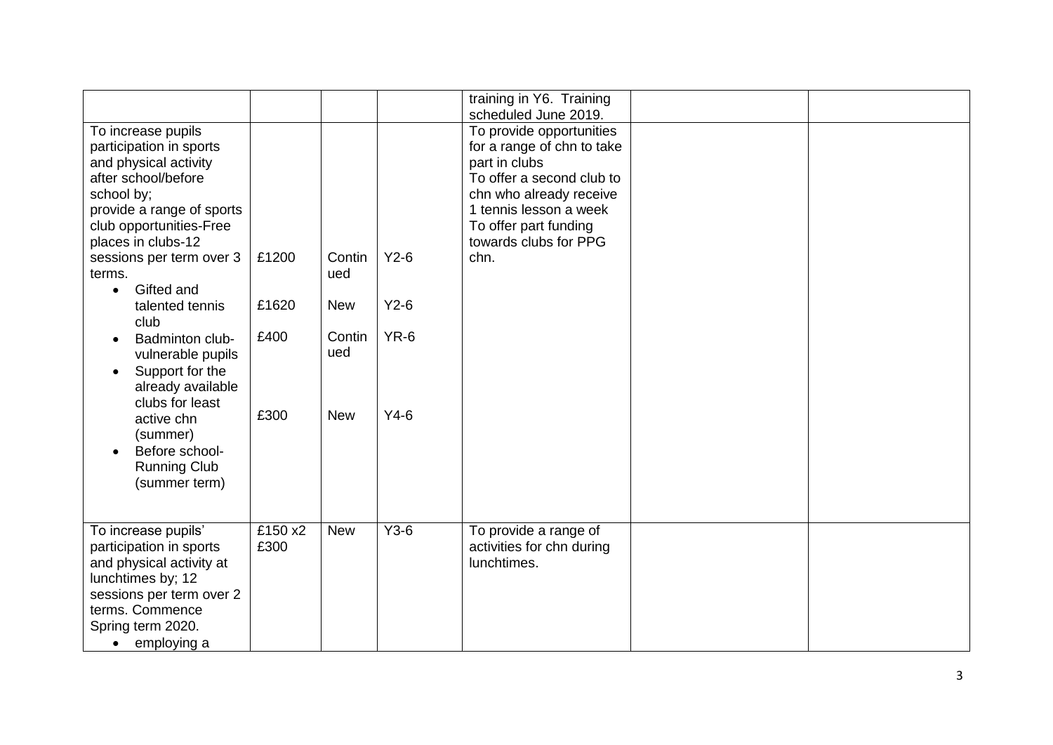| | | | | | | |
|---|---|---|---|---|---|---|
| | | | | training in Y6. Training scheduled June 2019. | | |
| To increase pupils participation in sports and physical activity after school/before school by; provide a range of sports club opportunities-Free places in clubs-12 sessions per term over 3 terms.<br>• Gifted and talented tennis club<br>• Badminton club-vulnerable pupils<br>• Support for the already available clubs for least active chn (summer)<br>• Before school-Running Club (summer term) | £1200<br><br>£1620<br><br>£400<br><br>£300 | Continued<br><br>New<br><br>Continued<br><br>New | Y2-6<br><br>Y2-6<br><br>YR-6<br><br>Y4-6 | To provide opportunities for a range of chn to take part in clubs<br>To offer a second club to chn who already receive 1 tennis lesson a week<br>To offer part funding towards clubs for PPG chn. | | |
| To increase pupils' participation in sports and physical activity at lunchtimes by; 12 sessions per term over 2 terms. Commence Spring term 2020.<br>• employing a | £150 x2<br>£300 | New | Y3-6 | To provide a range of activities for chn during lunchtimes. | | |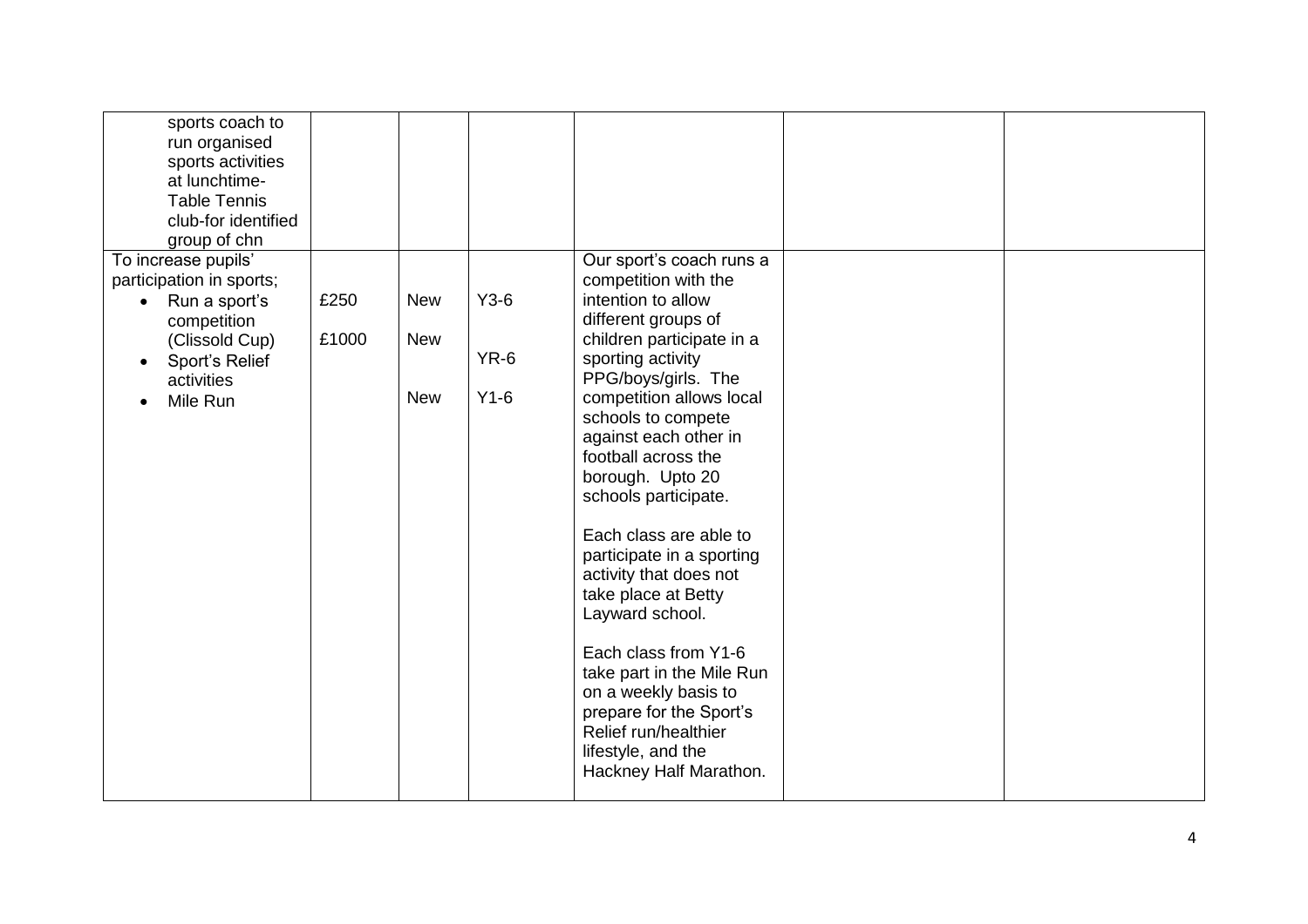| | | | | | | |
|---|---|---|---|---|---|---|
| sports coach to run organised sports activities at lunchtime- Table Tennis club-for identified group of chn | | | | | | |
| To increase pupils' participation in sports;<br>• Run a sport's competition (Clissold Cup)<br>• Sport's Relief activities<br>• Mile Run | £250<br><br>£1000 | New<br><br>New<br><br>New | Y3-6<br><br>YR-6<br><br>Y1-6 | Our sport's coach runs a competition with the intention to allow different groups of children participate in a sporting activity PPG/boys/girls. The competition allows local schools to compete against each other in football across the borough. Upto 20 schools participate.<br><br>Each class are able to participate in a sporting activity that does not take place at Betty Layward school.<br><br>Each class from Y1-6 take part in the Mile Run on a weekly basis to prepare for the Sport's Relief run/healthier lifestyle, and the Hackney Half Marathon. | | |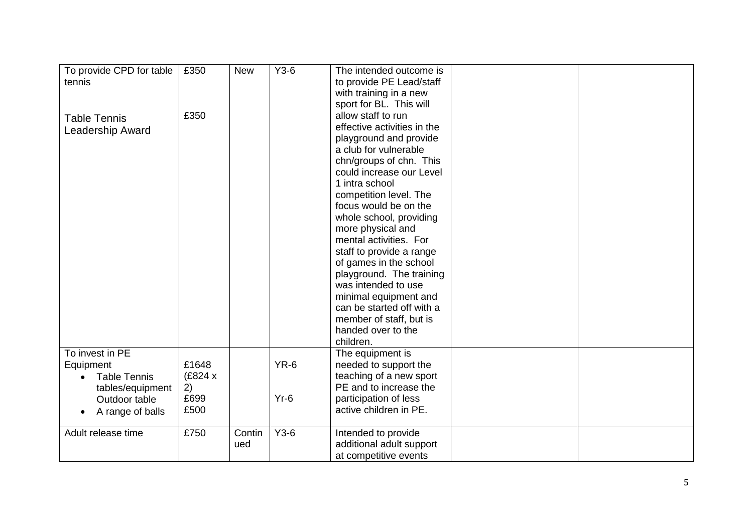| | | | | | | |
|---|---|---|---|---|---|---|
| To provide CPD for table tennis<br><br>Table Tennis Leadership Award | £350<br><br>£350 | New | Y3-6 | The intended outcome is to provide PE Lead/staff with training in a new sport for BL. This will allow staff to run effective activities in the playground and provide a club for vulnerable chn/groups of chn. This could increase our Level 1 intra school competition level. The focus would be on the whole school, providing more physical and mental activities. For staff to provide a range of games in the school playground. The training was intended to use minimal equipment and can be started off with a member of staff, but is handed over to the children. | | |
| To invest in PE Equipment<br>• Table Tennis tables/equipment Outdoor table<br>• A range of balls | £1648 (£824 x 2)<br>£699<br>£500 | | YR-6<br><br>Yr-6 | The equipment is needed to support the teaching of a new sport PE and to increase the participation of less active children in PE. | | |
| Adult release time | £750 | Continued | Y3-6 | Intended to provide additional adult support at competitive events | | |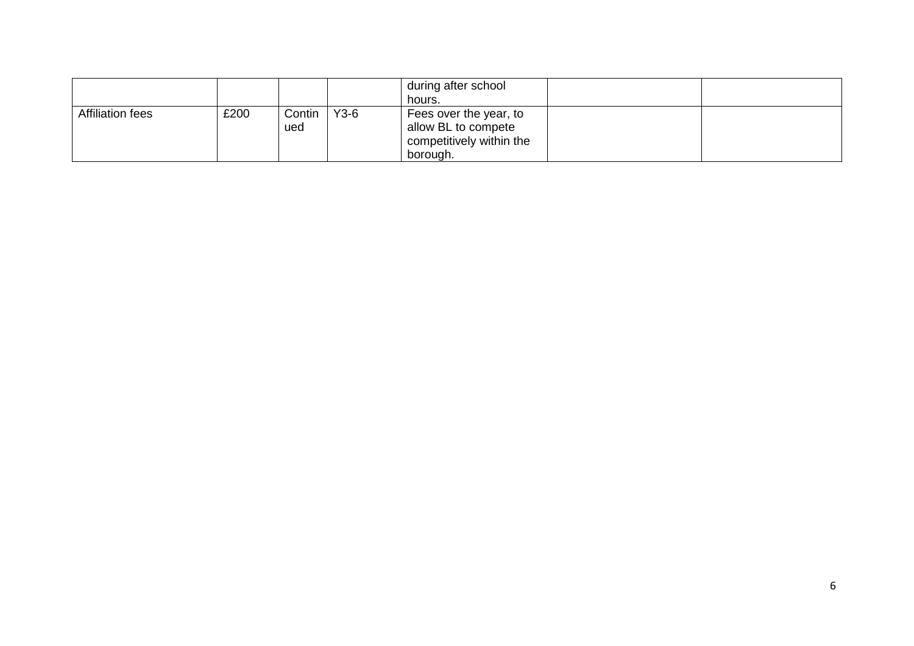| | | | | | | |
|---|---|---|---|---|---|---|
| | | | | during after school hours. | | |
| Affiliation fees | £200 | Continued | Y3-6 | Fees over the year, to allow BL to compete competitively within the borough. | | |